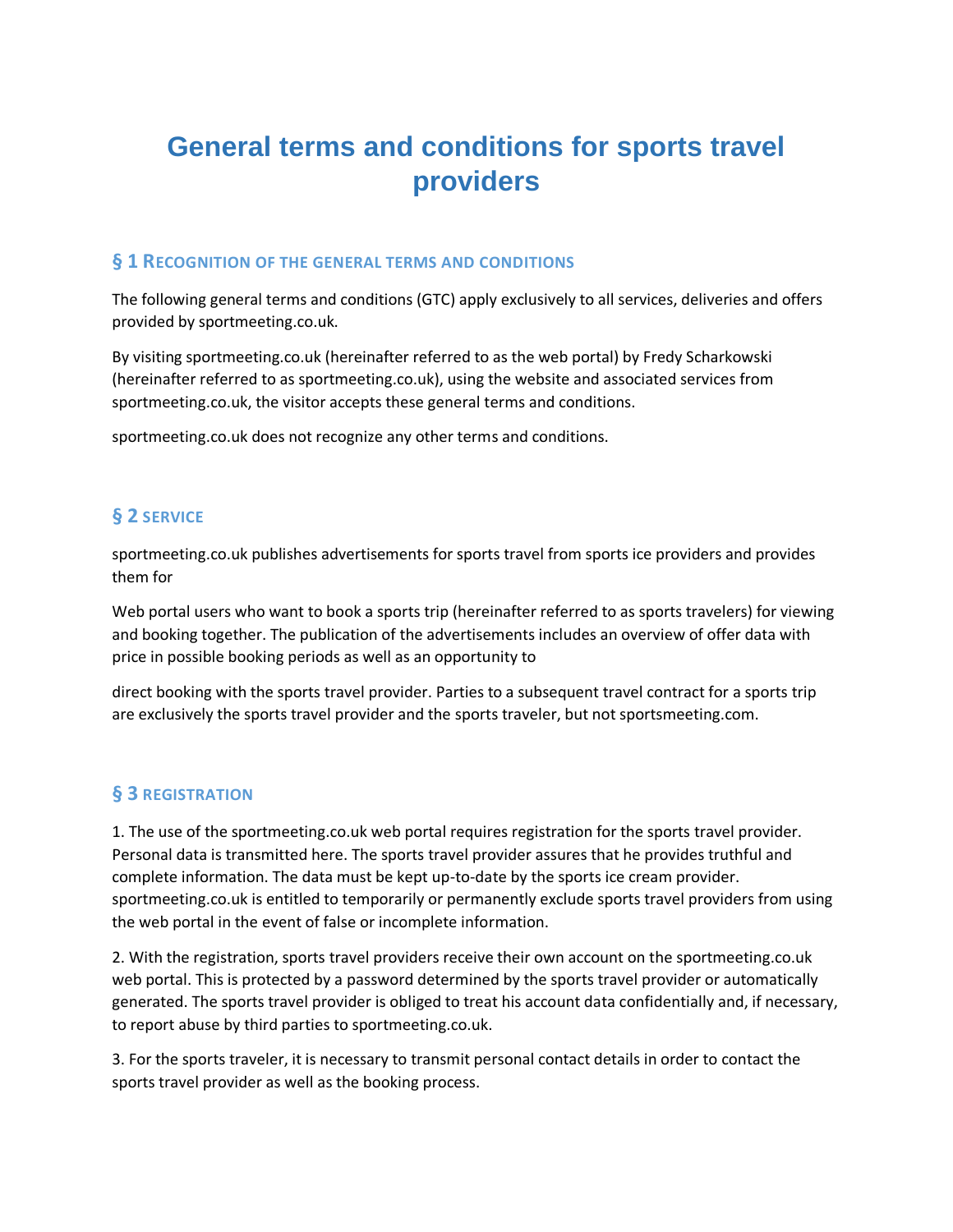# General terms and conditions for sports travel providers

## § 1 Recognition of the general terms and conditions

The following general terms and conditions (GTC) apply exclusively to all services, deliveries and offers provided by sportmeeting.co.uk.

By visiting sportmeeting.co.uk (hereinafter referred to as the web portal) by Fredy Scharkowski (hereinafter referred to as sportmeeting.co.uk), using the website and associated services from sportmeeting.co.uk, the visitor accepts these general terms and conditions.

sportmeeting.co.uk does not recognize any other terms and conditions.

## § 2 Service

sportmeeting.co.uk publishes advertisements for sports travel from sports ice providers and provides them for

Web portal users who want to book a sports trip (hereinafter referred to as sports travelers) for viewing and booking together. The publication of the advertisements includes an overview of offer data with price in possible booking periods as well as an opportunity to

direct booking with the sports travel provider. Parties to a subsequent travel contract for a sports trip are exclusively the sports travel provider and the sports traveler, but not sportsmeeting.com.

## § 3 Registration

1. The use of the sportmeeting.co.uk web portal requires registration for the sports travel provider. Personal data is transmitted here. The sports travel provider assures that he provides truthful and complete information. The data must be kept up-to-date by the sports ice cream provider. sportmeeting.co.uk is entitled to temporarily or permanently exclude sports travel providers from using the web portal in the event of false or incomplete information.

2. With the registration, sports travel providers receive their own account on the sportmeeting.co.uk web portal. This is protected by a password determined by the sports travel provider or automatically generated. The sports travel provider is obliged to treat his account data confidentially and, if necessary, to report abuse by third parties to sportmeeting.co.uk.

3. For the sports traveler, it is necessary to transmit personal contact details in order to contact the sports travel provider as well as the booking process.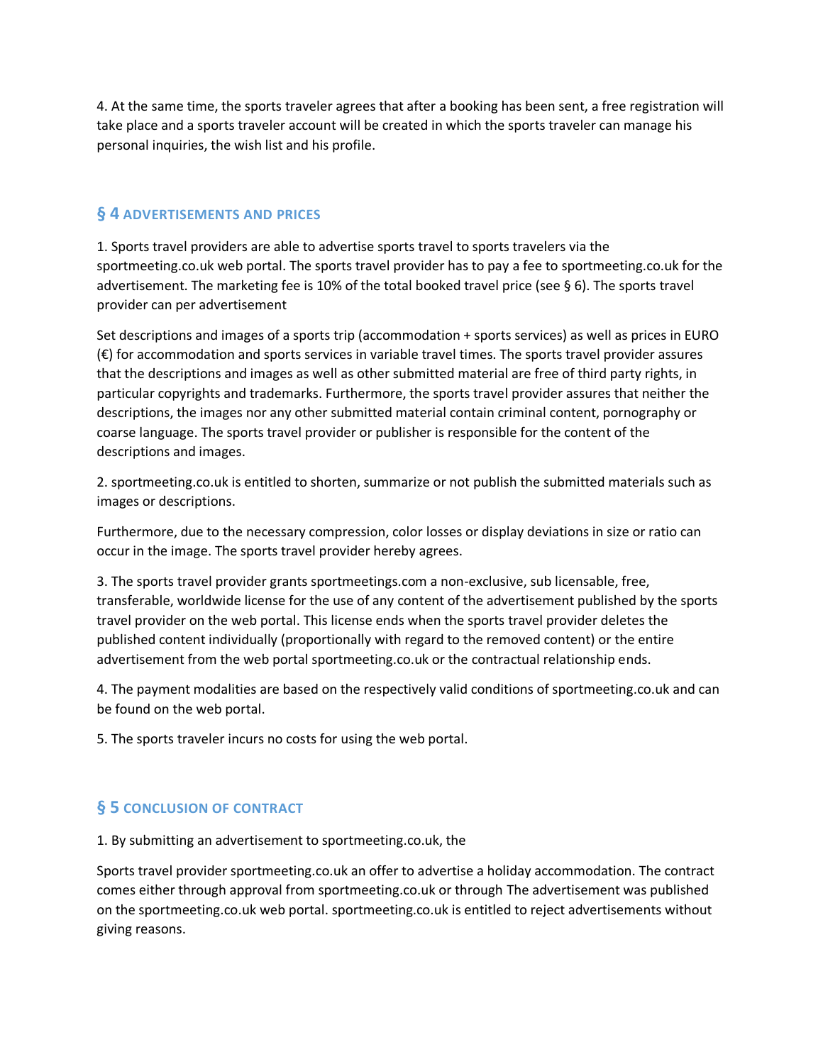4. At the same time, the sports traveler agrees that after a booking has been sent, a free registration will take place and a sports traveler account will be created in which the sports traveler can manage his personal inquiries, the wish list and his profile.

## § 4 ADVERTISEMENTS AND PRICES

1. Sports travel providers are able to advertise sports travel to sports travelers via the sportmeeting.co.uk web portal. The sports travel provider has to pay a fee to sportmeeting.co.uk for the advertisement. The marketing fee is 10% of the total booked travel price (see § 6). The sports travel provider can per advertisement

Set descriptions and images of a sports trip (accommodation + sports services) as well as prices in EURO (€) for accommodation and sports services in variable travel times. The sports travel provider assures that the descriptions and images as well as other submitted material are free of third party rights, in particular copyrights and trademarks. Furthermore, the sports travel provider assures that neither the descriptions, the images nor any other submitted material contain criminal content, pornography or coarse language. The sports travel provider or publisher is responsible for the content of the descriptions and images.

2. sportmeeting.co.uk is entitled to shorten, summarize or not publish the submitted materials such as images or descriptions.

Furthermore, due to the necessary compression, color losses or display deviations in size or ratio can occur in the image. The sports travel provider hereby agrees.

3. The sports travel provider grants sportmeetings.com a non-exclusive, sub licensable, free, transferable, worldwide license for the use of any content of the advertisement published by the sports travel provider on the web portal. This license ends when the sports travel provider deletes the published content individually (proportionally with regard to the removed content) or the entire advertisement from the web portal sportmeeting.co.uk or the contractual relationship ends.

4. The payment modalities are based on the respectively valid conditions of sportmeeting.co.uk and can be found on the web portal.

5. The sports traveler incurs no costs for using the web portal.

## § 5 CONCLUSION OF CONTRACT

1. By submitting an advertisement to sportmeeting.co.uk, the

Sports travel provider sportmeeting.co.uk an offer to advertise a holiday accommodation. The contract comes either through approval from sportmeeting.co.uk or through The advertisement was published on the sportmeeting.co.uk web portal. sportmeeting.co.uk is entitled to reject advertisements without giving reasons.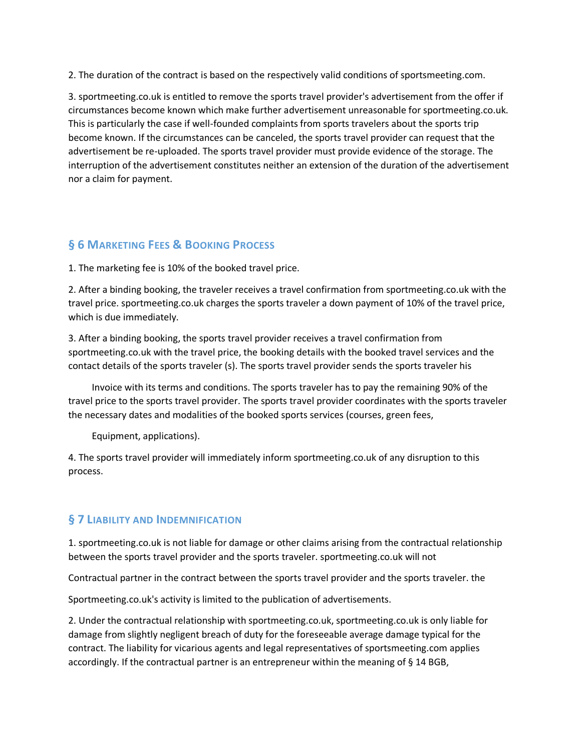2. The duration of the contract is based on the respectively valid conditions of sportsmeeting.com.

3. sportmeeting.co.uk is entitled to remove the sports travel provider's advertisement from the offer if circumstances become known which make further advertisement unreasonable for sportmeeting.co.uk. This is particularly the case if well-founded complaints from sports travelers about the sports trip become known. If the circumstances can be canceled, the sports travel provider can request that the advertisement be re-uploaded. The sports travel provider must provide evidence of the storage. The interruption of the advertisement constitutes neither an extension of the duration of the advertisement nor a claim for payment.

## § 6 Marketing Fees & Booking Process

1. The marketing fee is 10% of the booked travel price.

2. After a binding booking, the traveler receives a travel confirmation from sportmeeting.co.uk with the travel price. sportmeeting.co.uk charges the sports traveler a down payment of 10% of the travel price, which is due immediately.

3. After a binding booking, the sports travel provider receives a travel confirmation from sportmeeting.co.uk with the travel price, the booking details with the booked travel services and the contact details of the sports traveler (s). The sports travel provider sends the sports traveler his

Invoice with its terms and conditions. The sports traveler has to pay the remaining 90% of the travel price to the sports travel provider. The sports travel provider coordinates with the sports traveler the necessary dates and modalities of the booked sports services (courses, green fees,

Equipment, applications).

4. The sports travel provider will immediately inform sportmeeting.co.uk of any disruption to this process.

## § 7 Liability and Indemnification

1. sportmeeting.co.uk is not liable for damage or other claims arising from the contractual relationship between the sports travel provider and the sports traveler. sportmeeting.co.uk will not

Contractual partner in the contract between the sports travel provider and the sports traveler. the

Sportmeeting.co.uk's activity is limited to the publication of advertisements.

2. Under the contractual relationship with sportmeeting.co.uk, sportmeeting.co.uk is only liable for damage from slightly negligent breach of duty for the foreseeable average damage typical for the contract. The liability for vicarious agents and legal representatives of sportsmeeting.com applies accordingly. If the contractual partner is an entrepreneur within the meaning of § 14 BGB,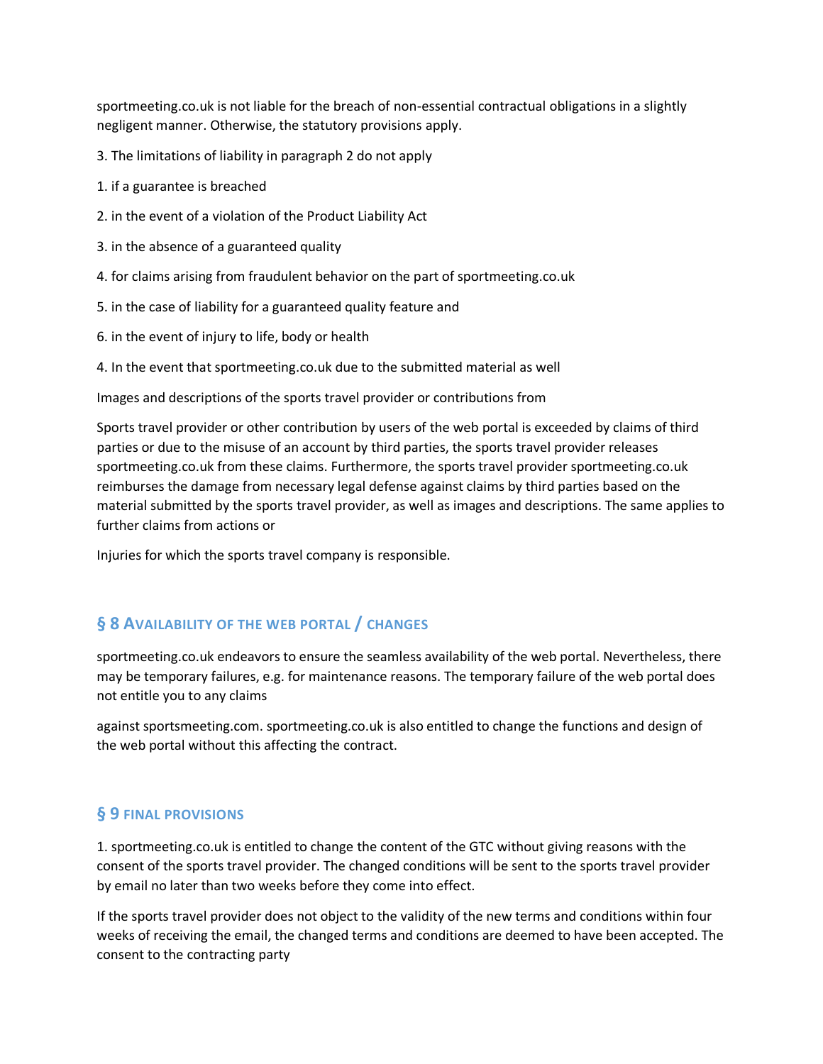sportmeeting.co.uk is not liable for the breach of non-essential contractual obligations in a slightly negligent manner. Otherwise, the statutory provisions apply.

3. The limitations of liability in paragraph 2 do not apply

1. if a guarantee is breached

2. in the event of a violation of the Product Liability Act

3. in the absence of a guaranteed quality

4. for claims arising from fraudulent behavior on the part of sportmeeting.co.uk

5. in the case of liability for a guaranteed quality feature and

6. in the event of injury to life, body or health

4. In the event that sportmeeting.co.uk due to the submitted material as well

Images and descriptions of the sports travel provider or contributions from

Sports travel provider or other contribution by users of the web portal is exceeded by claims of third parties or due to the misuse of an account by third parties, the sports travel provider releases sportmeeting.co.uk from these claims. Furthermore, the sports travel provider sportmeeting.co.uk reimburses the damage from necessary legal defense against claims by third parties based on the material submitted by the sports travel provider, as well as images and descriptions. The same applies to further claims from actions or

Injuries for which the sports travel company is responsible.

## § 8 Availability of the web portal / changes

sportmeeting.co.uk endeavors to ensure the seamless availability of the web portal. Nevertheless, there may be temporary failures, e.g. for maintenance reasons. The temporary failure of the web portal does not entitle you to any claims

against sportsmeeting.com. sportmeeting.co.uk is also entitled to change the functions and design of the web portal without this affecting the contract.

## § 9 Final provisions

1. sportmeeting.co.uk is entitled to change the content of the GTC without giving reasons with the consent of the sports travel provider. The changed conditions will be sent to the sports travel provider by email no later than two weeks before they come into effect.

If the sports travel provider does not object to the validity of the new terms and conditions within four weeks of receiving the email, the changed terms and conditions are deemed to have been accepted. The consent to the contracting party